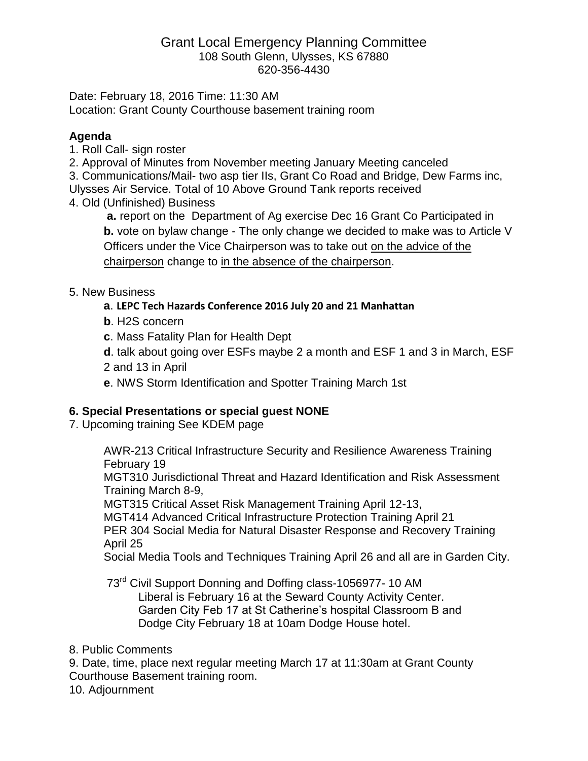# Grant Local Emergency Planning Committee

108 South Glenn, Ulysses, KS 67880
620-356-4430

Date: February 18, 2016 Time: 11:30 AM
Location: Grant County Courthouse basement training room

**Agenda**

1. Roll Call- sign roster
2. Approval of Minutes from November meeting January Meeting canceled
3. Communications/Mail- two asp tier IIs, Grant Co Road and Bridge, Dew Farms inc, Ulysses Air Service. Total of 10 Above Ground Tank reports received
4. Old (Unfinished) Business
   - **a.** report on the Department of Ag exercise Dec 16 Grant Co Participated in
   - **b.** vote on bylaw change - The only change we decided to make was to Article V Officers under the Vice Chairperson was to take out on the advice of the chairperson change to in the absence of the chairperson.
5. New Business
   - **a**. **LEPC Tech Hazards Conference 2016 July 20 and 21 Manhattan**
   - **b**. H2S concern
   - **c**. Mass Fatality Plan for Health Dept
   - **d**. talk about going over ESFs maybe 2 a month and ESF 1 and 3 in March, ESF 2 and 13 in April
   - **e**. NWS Storm Identification and Spotter Training March 1st

**6. Special Presentations or special guest NONE**

7. Upcoming training See KDEM page

   AWR-213 Critical Infrastructure Security and Resilience Awareness Training February 19
   MGT310 Jurisdictional Threat and Hazard Identification and Risk Assessment Training March 8-9,
   MGT315 Critical Asset Risk Management Training April 12-13,
   MGT414 Advanced Critical Infrastructure Protection Training April 21
   PER 304 Social Media for Natural Disaster Response and Recovery Training April 25
   Social Media Tools and Techniques Training April 26 and all are in Garden City.

   73rd Civil Support Donning and Doffing class-1056977- 10 AM
   Liberal is February 16 at the Seward County Activity Center.
   Garden City Feb 17 at St Catherine's hospital Classroom B and
   Dodge City February 18 at 10am Dodge House hotel.

8. Public Comments
9. Date, time, place next regular meeting March 17 at 11:30am at Grant County Courthouse Basement training room.
10. Adjournment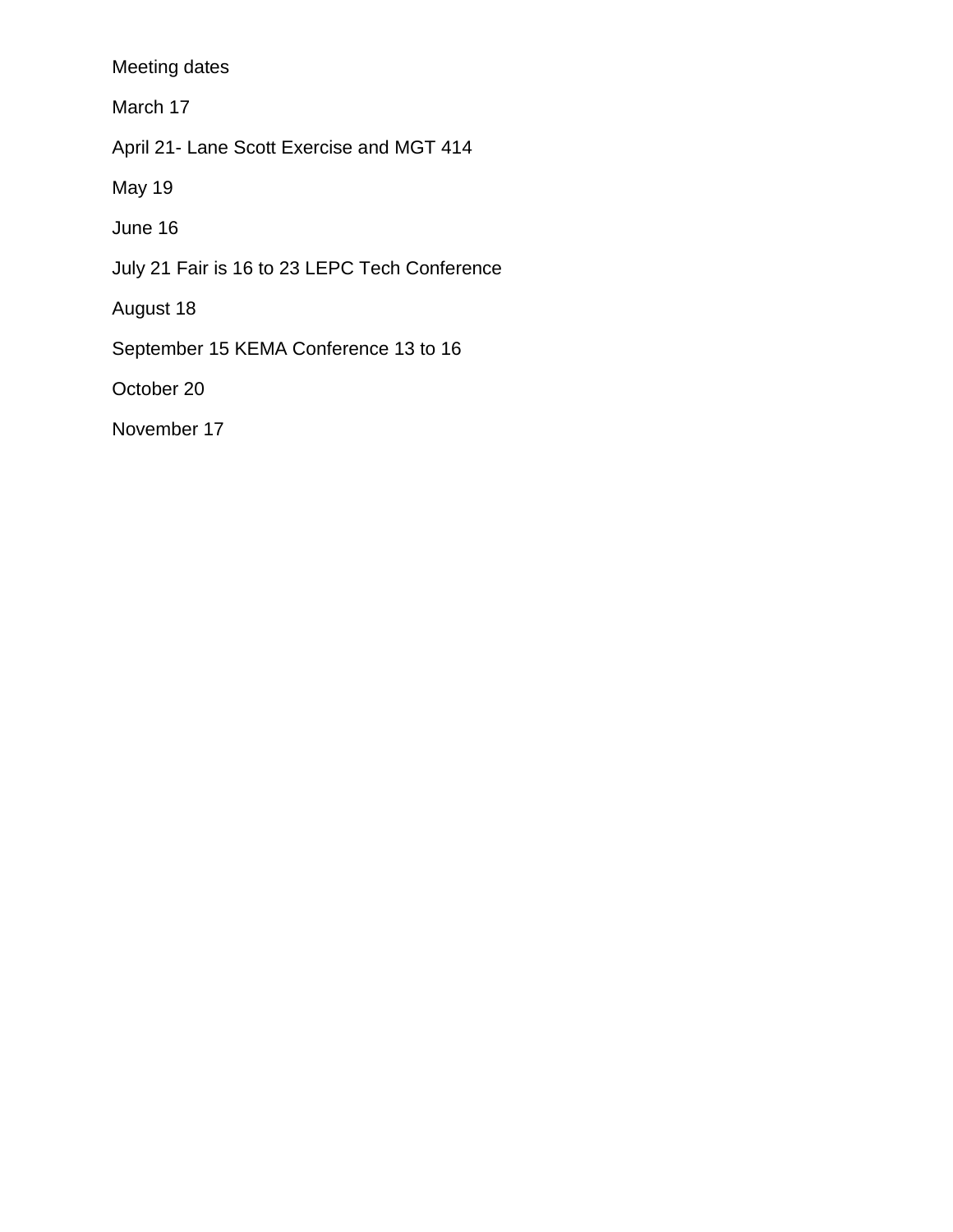Meeting dates

March 17

April 21- Lane Scott Exercise and MGT 414

May 19

June 16

July 21 Fair is 16 to 23 LEPC Tech Conference

August 18

September 15 KEMA Conference 13 to 16

October 20

November 17